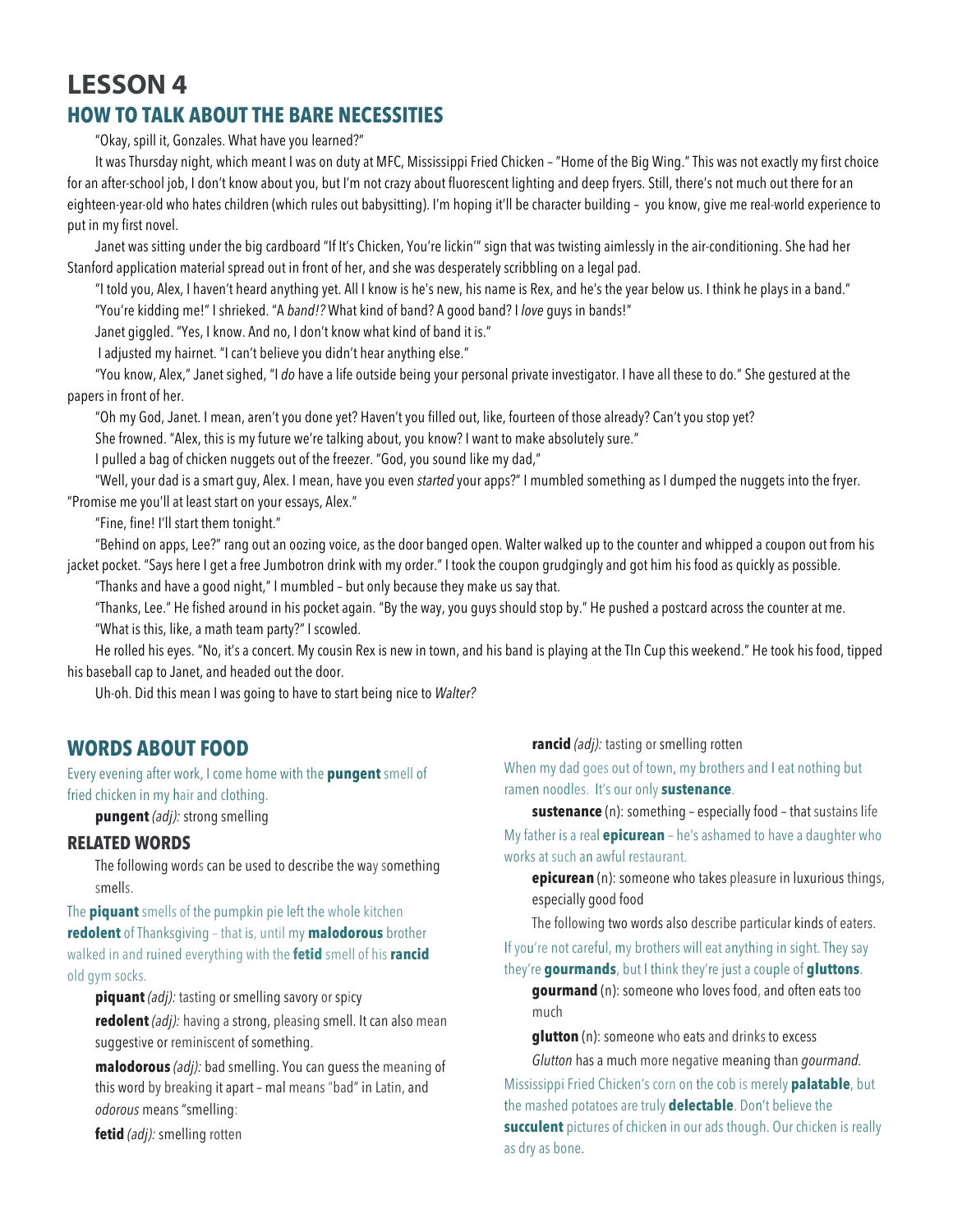# LESSON 4

## HOW TO TALK ABOUT THE BARE NECESSITIES

"Okay, spill it, Gonzales. What have you learned?"

It was Thursday night, which meant I was on duty at MFC, Mississippi Fried Chicken – "Home of the Big Wing." This was not exactly my first choice for an after-school job, I don't know about you, but I'm not crazy about fluorescent lighting and deep fryers. Still, there's not much out there for an eighteen-year-old who hates children (which rules out babysitting). I'm hoping it'll be character building – you know, give me real-world experience to put in my first novel.

Janet was sitting under the big cardboard "If It's Chicken, You're lickin'" sign that was twisting aimlessly in the air-conditioning. She had her Stanford application material spread out in front of her, and she was desperately scribbling on a legal pad.

"I told you, Alex, I haven't heard anything yet. All I know is he's new, his name is Rex, and he's the year below us. I think he plays in a band."

"You're kidding me!" I shrieked. "A *band!?* What kind of band? A good band? I *love* guys in bands!"

Janet giggled. "Yes, I know. And no, I don't know what kind of band it is."

I adjusted my hairnet. "I can't believe you didn't hear anything else."

"You know, Alex," Janet sighed, "I *do* have a life outside being your personal private investigator. I have all these to do." She gestured at the papers in front of her.

"Oh my God, Janet. I mean, aren't you done yet? Haven't you filled out, like, fourteen of those already? Can't you stop yet?

She frowned. "Alex, this is my future we're talking about, you know? I want to make absolutely sure."

I pulled a bag of chicken nuggets out of the freezer. "God, you sound like my dad,"

"Well, your dad is a smart guy, Alex. I mean, have you even *started* your apps?" I mumbled something as I dumped the nuggets into the fryer. "Promise me you'll at least start on your essays, Alex."

"Fine, fine! I'll start them tonight."

"Behind on apps, Lee?" rang out an oozing voice, as the door banged open. Walter walked up to the counter and whipped a coupon out from his jacket pocket. "Says here I get a free Jumbotron drink with my order." I took the coupon grudgingly and got him his food as quickly as possible.

"Thanks and have a good night," I mumbled – but only because they make us say that.

"Thanks, Lee." He fished around in his pocket again. "By the way, you guys should stop by." He pushed a postcard across the counter at me.

"What is this, like, a math team party?" I scowled.

He rolled his eyes. "No, it's a concert. My cousin Rex is new in town, and his band is playing at the TIn Cup this weekend." He took his food, tipped his baseball cap to Janet, and headed out the door.

Uh-oh. Did this mean I was going to have to start being nice to *Walter?*

## WORDS ABOUT FOOD

Every evening after work, I come home with the **pungent** smell of fried chicken in my hair and clothing.

**pungent** *(adj):* strong smelling

### RELATED WORDS

The following words can be used to describe the way something smells.

The **piquant** smells of the pumpkin pie left the whole kitchen **redolent** of Thanksgiving – that is, until my **malodorous** brother walked in and ruined everything with the **fetid** smell of his **rancid** old gym socks.

**piquant** *(adj):* tasting or smelling savory or spicy

**redolent** *(adj):* having a strong, pleasing smell. It can also mean suggestive or reminiscent of something.

**malodorous** *(adj):* bad smelling. You can guess the meaning of this word by breaking it apart – mal means "bad" in Latin, and *odorous* means "smelling:

**fetid** *(adj):* smelling rotten

**rancid** *(adj):* tasting or smelling rotten

When my dad goes out of town, my brothers and I eat nothing but ramen noodles. It's our only **sustenance**.

**sustenance** (n): something – especially food – that sustains life

My father is a real **epicurean** – he's ashamed to have a daughter who works at such an awful restaurant.

**epicurean** (n): someone who takes pleasure in luxurious things, especially good food

The following two words also describe particular kinds of eaters.

If you're not careful, my brothers will eat anything in sight. They say they're **gourmands**, but I think they're just a couple of **gluttons**.

**gourmand** (n): someone who loves food, and often eats too much

**glutton** (n): someone who eats and drinks to excess

*Glutton* has a much more negative meaning than *gourmand.*

Mississippi Fried Chicken's corn on the cob is merely **palatable**, but the mashed potatoes are truly **delectable**. Don't believe the **succulent** pictures of chicken in our ads though. Our chicken is really as dry as bone.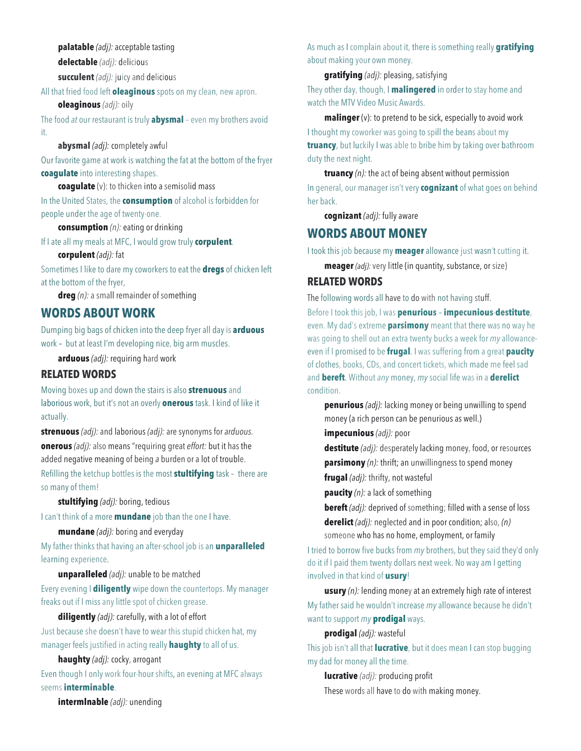**palatable** *(adj):* acceptable tasting

**delectable** *(adj):* delicious

**succulent** *(adj):* juicy and delicious

All that fried food left **oleaginous** spots on my clean, new apron.

**oleaginous** *(adj):* oily

The food *at* our restaurant is truly **abysmal** – even my brothers avoid it.

**abysmal** *(adj):* completely awful

Our favorite game at work is watching the fat at the bottom of the fryer **coagulate** into interesting shapes.

**coagulate** (v): to thicken into a semisolid mass

In the United States, the **consumption** of alcohol is forbidden for people under the age of twenty-one.

**consumption** *(n):* eating or drinking

If I ate all my meals at MFC, I would grow truly **corpulent**.

**corpulent** *(adj):* fat

Sometimes I like to dare my coworkers to eat the **dregs** of chicken left at the bottom of the fryer,

**dreg** *(n):* a small remainder of something

## WORDS ABOUT WORK

Dumping big bags of chicken into the deep fryer all day is **arduous** work – but at least I'm developing nice, big arm muscles.

**arduous** *(adj):* requiring hard work

### RELATED WORDS

Moving boxes up and down the stairs is also **strenuous** and laborious work, but it's not an overly **onerous** task. I kind of like it actually.

**strenuous** *(adj):* and laborious *(adj):* are synonyms for *arduous.*

**onerous** *(adj):* also means "requiring great *effort:* but it has the added negative meaning of being *a* burden or a lot of trouble.

Refilling the ketchup bottles is the most **stultifying** task – there are so many of them!

**stultifying** *(adj):* boring, tedious

I can't think of a more **mundane** job than the one I have.

**mundane** *(adj):* boring and everyday

My father thinks that having an after-school job is an **unparalleled** learning experience.

**unparalleled** *(adj):* unable to be matched

Every evening I **diligently** wipe down the countertops. My manager freaks out if I miss any little spot of chicken grease.

**diligently** *(adj):* carefully, with a lot of effort

Just because she doesn't have to wear this stupid chicken hat, my manager feels justified in acting really **haughty** to all of us.

**haughty** *(adj):* cocky, arrogant

Even though I only work four-hour shifts, an evening at MFC always seems **interminable**.

**intermlnable** *(adj):* unending

As much as I complain about it, there is something really **gratifying** about making your own money.

**gratifying** *(adj):* pleasing, satisfying

They other day, though, I **malingered** in order to stay home and watch the MTV Video Music Awards.

**malinger** (v): to pretend to be sick, especially to avoid work

I thought my coworker was going to spill the beans about my **truancy**, but luckily I was able to bribe him by taking over bathroom duty the next night.

**truancy** *(n):* the act of being absent without permission

In general, our manager isn't very **cognizant** of what goes on behind her back.

**cognizant** *(adj):* fully aware

## WORDS ABOUT MONEY

I took this job because my **meager** allowance just wasn't cutting it.

**meager** *(adj):* very little (in quantity, substance, or size)

### RELATED WORDS

The following words all have to do with not having stuff.

Before I took this job, I was **penurious** – **impecunious**-**destitute**, even. My dad's extreme **parsimony** meant that there was no way he was going to shell out an extra twenty bucks a week for *my* allowance-even if I promised to be **frugal**. I was suffering from a great **paucity** of clothes, books, CDs, and concert tickets, which made me feel sad and **bereft**. Without *any* money, *my* social life was in a **derelict** condition.

**penurious** *(adj):* lacking money or being unwilling to spend money (a rich person can be penurious as well.)

**impecunious** *(adj):* poor

**destitute** *(adj):* desperately lacking money, food, or resources

**parsimony** *(n):* thrift; an unwillingness to spend money

**frugal** *(adj):* thrifty, not wasteful

**paucity** *(n):* a lack of something

**bereft** *(adj):* deprived of something; filled with a sense of loss

**derelict** *(adj):* neglected and in poor condition; also, *(n)* someone who has no home, employment, or family

I tried to borrow five bucks from *my* brothers, but they said they'd only do it if I paid them twenty dollars next week. No way am I getting involved in that kind of **usury**!

**usury** *(n):* lending money at an extremely high rate of interest

My father said he wouldn't increase *my* allowance because he didn't want to support *my* **prodigal** ways.

**prodigal** *(adj):* wasteful

This job isn't all that **lucrative**, but it does mean I can stop bugging my dad for money all the time.

**lucrative** *(adj):* producing profit

These words all have to do with making money.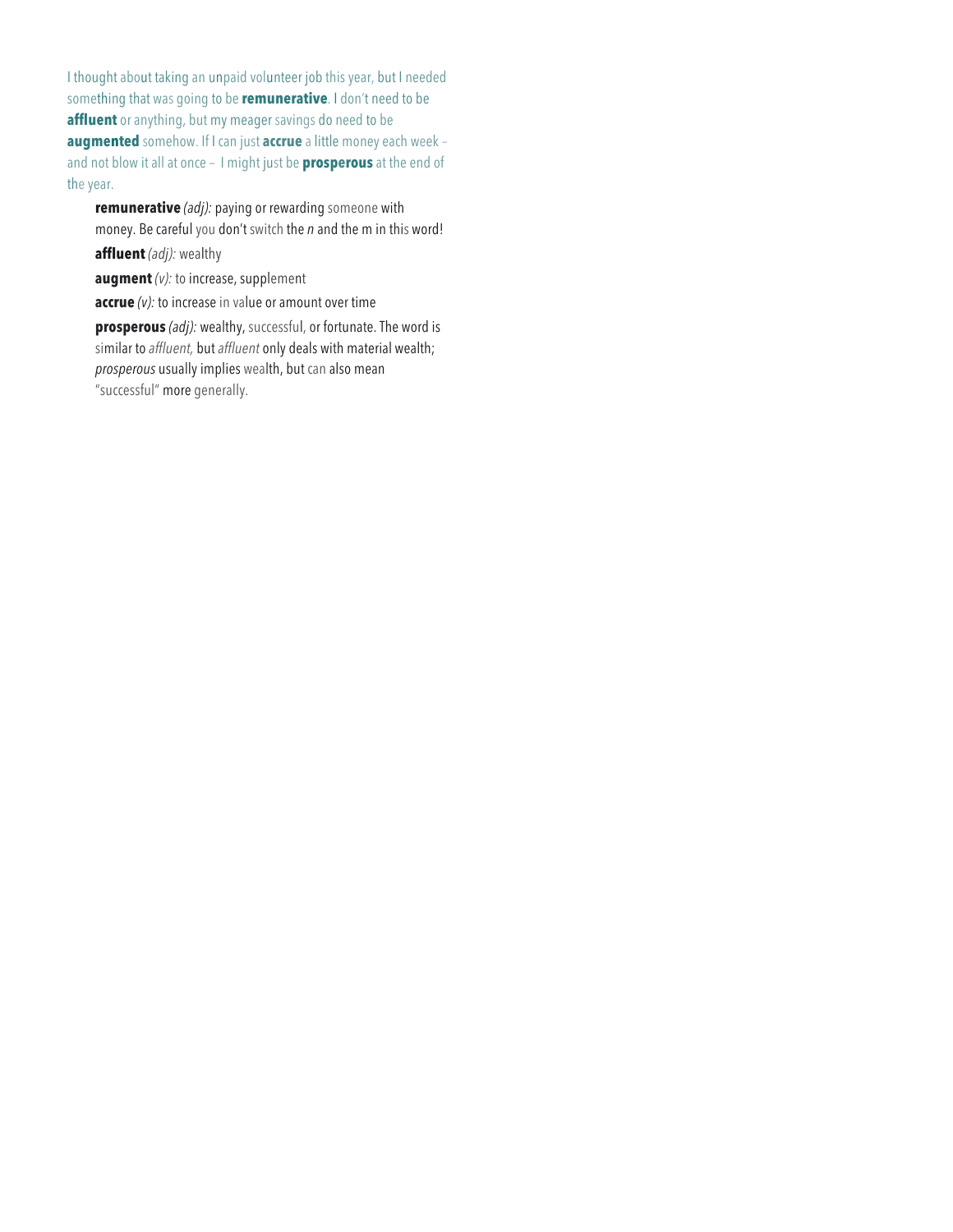I thought about taking an unpaid volunteer job this year, but I needed something that was going to be **remunerative**. I don't need to be **affluent** or anything, but my meager savings do need to be **augmented** somehow. If I can just **accrue** a little money each week – and not blow it all at once – I might just be **prosperous** at the end of the year.

**remunerative** *(adj):* paying or rewarding someone with money. Be careful you don't switch the *n* and the m in this word!

**affluent** *(adj):* wealthy

**augment** *(v):* to increase, supplement

**accrue** *(v):* to increase in value or amount over time

**prosperous** *(adj):* wealthy, successful, or fortunate. The word is similar to *affluent,* but *affluent* only deals with material wealth; *prosperous* usually implies wealth, but can also mean "successful" more generally.